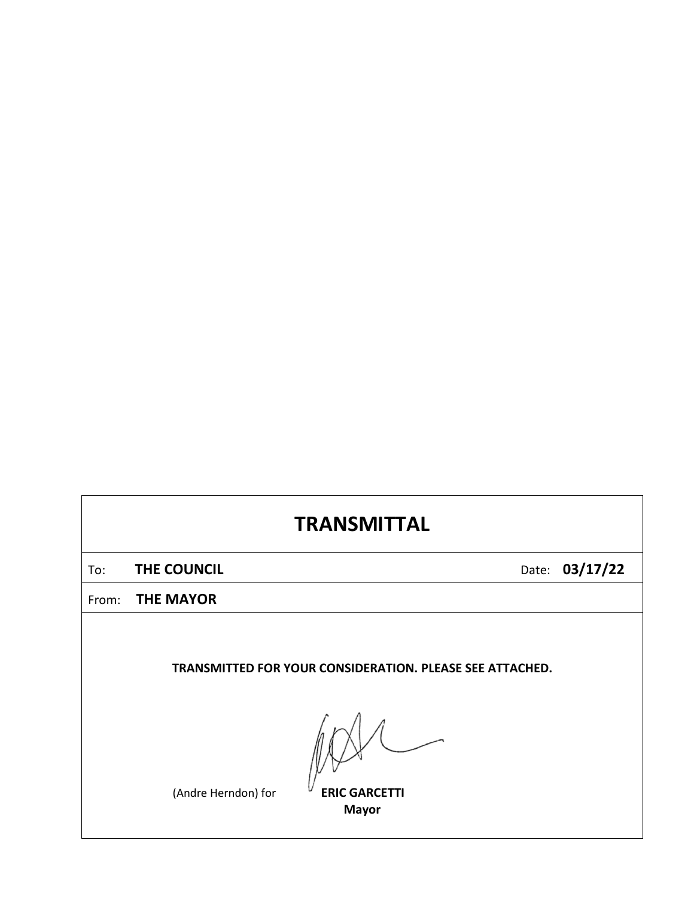# TRANSMITTAL

| To: **THE COUNCIL** | Date: **03/17/22** |
| --- | --- |
| From: **THE MAYOR** | |

**TRANSMITTED FOR YOUR CONSIDERATION. PLEASE SEE ATTACHED.**

(Andre Herndon) for **ERIC GARCETTI**
**Mayor**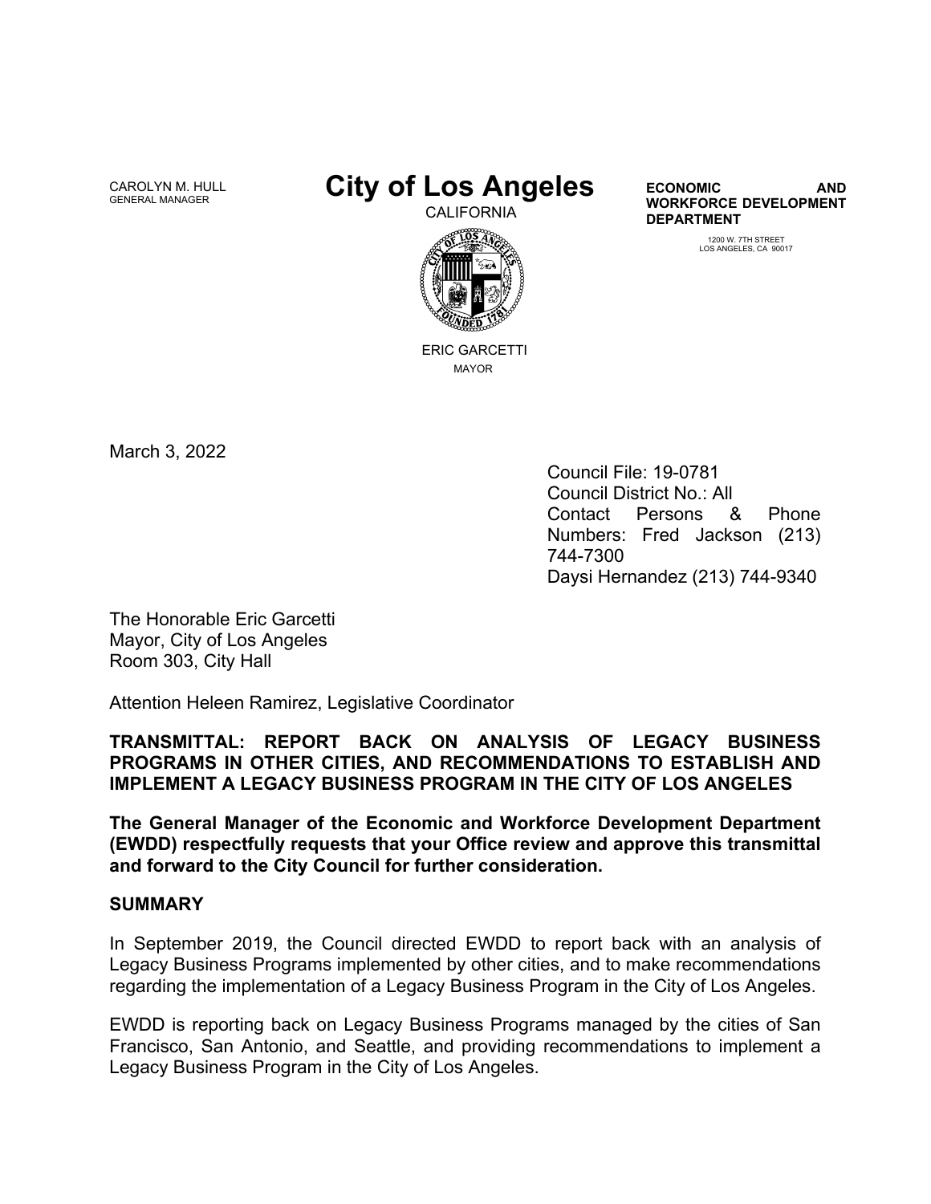CAROLYN M. HULL
GENERAL MANAGER

# City of Los Angeles

CALIFORNIA

ERIC GARCETTI
MAYOR

**ECONOMIC AND WORKFORCE DEVELOPMENT DEPARTMENT**

1200 W. 7TH STREET
LOS ANGELES, CA 90017

March 3, 2022

Council File: 19-0781
Council District No.: All
Contact Persons & Phone Numbers: Fred Jackson (213) 744-7300
Daysi Hernandez (213) 744-9340

The Honorable Eric Garcetti
Mayor, City of Los Angeles
Room 303, City Hall

Attention Heleen Ramirez, Legislative Coordinator

**TRANSMITTAL: REPORT BACK ON ANALYSIS OF LEGACY BUSINESS PROGRAMS IN OTHER CITIES, AND RECOMMENDATIONS TO ESTABLISH AND IMPLEMENT A LEGACY BUSINESS PROGRAM IN THE CITY OF LOS ANGELES**

**The General Manager of the Economic and Workforce Development Department (EWDD) respectfully requests that your Office review and approve this transmittal and forward to the City Council for further consideration.**

## SUMMARY

In September 2019, the Council directed EWDD to report back with an analysis of Legacy Business Programs implemented by other cities, and to make recommendations regarding the implementation of a Legacy Business Program in the City of Los Angeles.

EWDD is reporting back on Legacy Business Programs managed by the cities of San Francisco, San Antonio, and Seattle, and providing recommendations to implement a Legacy Business Program in the City of Los Angeles.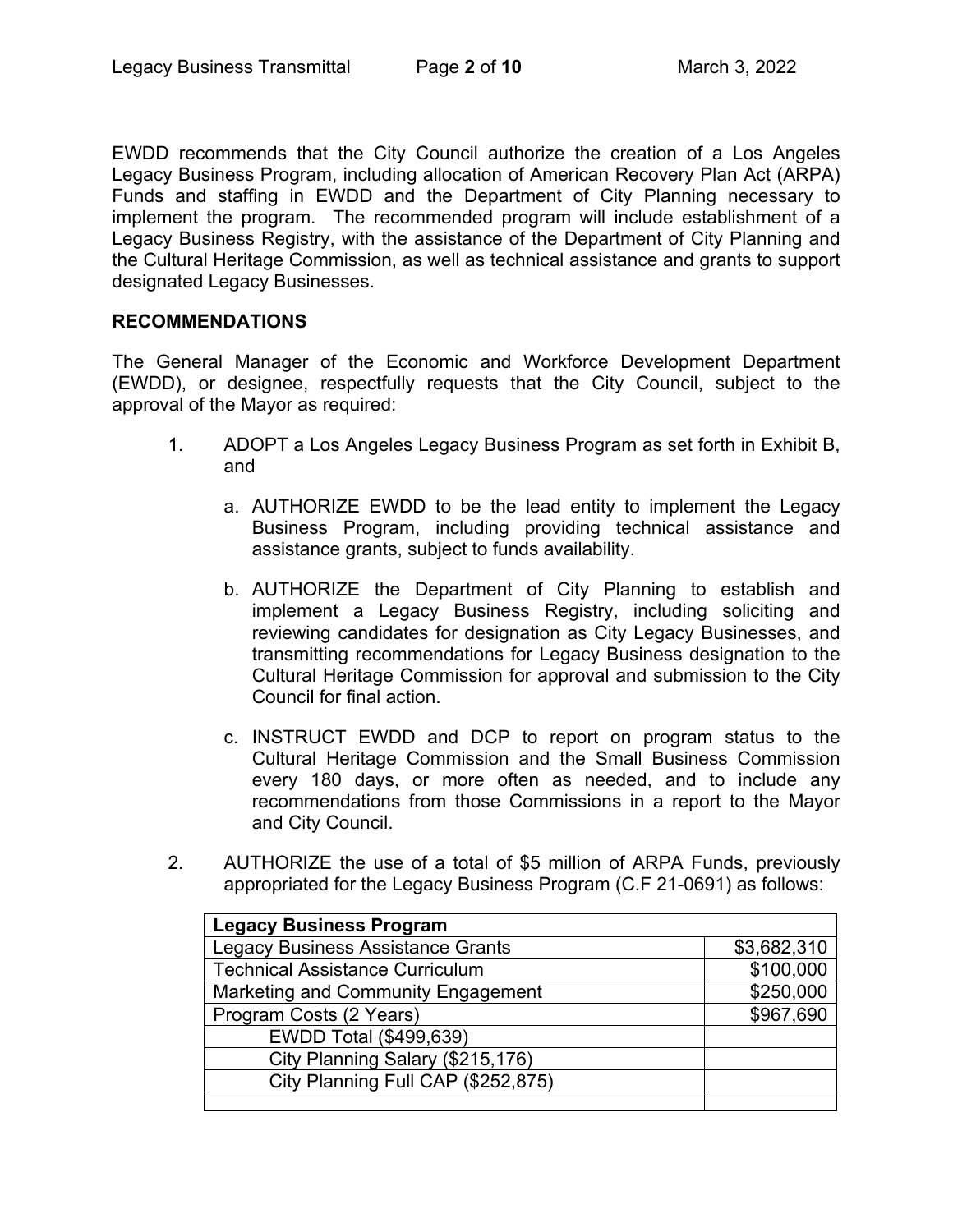EWDD recommends that the City Council authorize the creation of a Los Angeles Legacy Business Program, including allocation of American Recovery Plan Act (ARPA) Funds and staffing in EWDD and the Department of City Planning necessary to implement the program. The recommended program will include establishment of a Legacy Business Registry, with the assistance of the Department of City Planning and the Cultural Heritage Commission, as well as technical assistance and grants to support designated Legacy Businesses.

**RECOMMENDATIONS**

The General Manager of the Economic and Workforce Development Department (EWDD), or designee, respectfully requests that the City Council, subject to the approval of the Mayor as required:

1. ADOPT a Los Angeles Legacy Business Program as set forth in Exhibit B, and

   a. AUTHORIZE EWDD to be the lead entity to implement the Legacy Business Program, including providing technical assistance and assistance grants, subject to funds availability.

   b. AUTHORIZE the Department of City Planning to establish and implement a Legacy Business Registry, including soliciting and reviewing candidates for designation as City Legacy Businesses, and transmitting recommendations for Legacy Business designation to the Cultural Heritage Commission for approval and submission to the City Council for final action.

   c. INSTRUCT EWDD and DCP to report on program status to the Cultural Heritage Commission and the Small Business Commission every 180 days, or more often as needed, and to include any recommendations from those Commissions in a report to the Mayor and City Council.

2. AUTHORIZE the use of a total of $5 million of ARPA Funds, previously appropriated for the Legacy Business Program (C.F 21-0691) as follows:

| **Legacy Business Program** | |
|---|---|
| Legacy Business Assistance Grants | $3,682,310 |
| Technical Assistance Curriculum | $100,000 |
| Marketing and Community Engagement | $250,000 |
| Program Costs (2 Years) | $967,690 |
| EWDD Total ($499,639) | |
| City Planning Salary ($215,176) | |
| City Planning Full CAP ($252,875) | |
| | |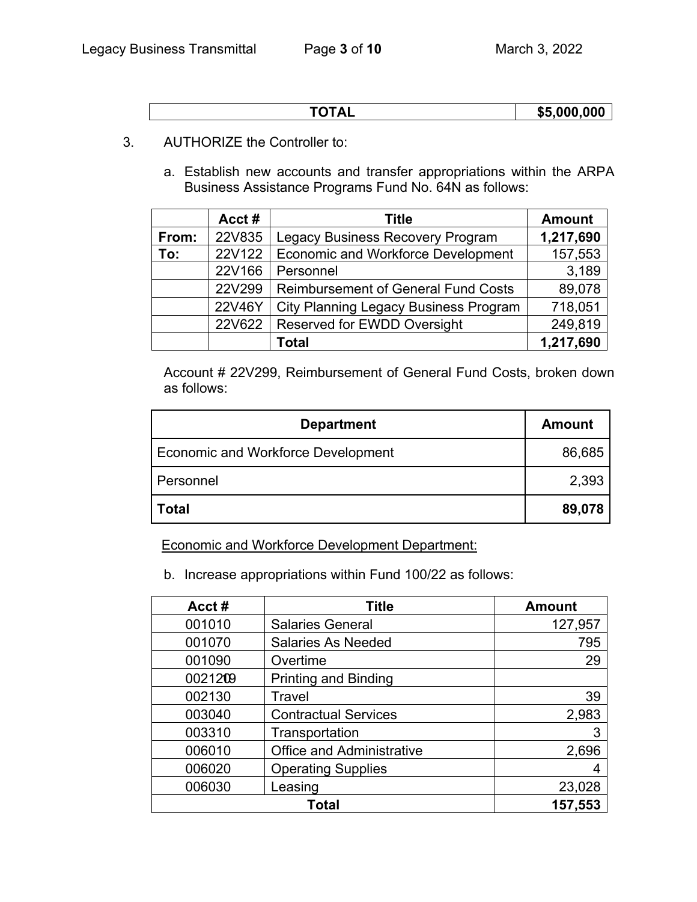| TOTAL | $5,000,000 |
|---|---|

3. AUTHORIZE the Controller to:

   a. Establish new accounts and transfer appropriations within the ARPA Business Assistance Programs Fund No. 64N as follows:

| | Acct # | Title | Amount |
|---|---|---|---|
| **From:** | 22V835 | Legacy Business Recovery Program | **1,217,690** |
| **To:** | 22V122 | Economic and Workforce Development | 157,553 |
| | 22V166 | Personnel | 3,189 |
| | 22V299 | Reimbursement of General Fund Costs | 89,078 |
| | 22V46Y | City Planning Legacy Business Program | 718,051 |
| | 22V622 | Reserved for EWDD Oversight | 249,819 |
| | | **Total** | **1,217,690** |

Account # 22V299, Reimbursement of General Fund Costs, broken down as follows:

| Department | Amount |
|---|---|
| Economic and Workforce Development | 86,685 |
| Personnel | 2,393 |
| **Total** | **89,078** |

Economic and Workforce Development Department:

   b. Increase appropriations within Fund 100/22 as follows:

| Acct # | Title | Amount |
|---|---|---|
| 001010 | Salaries General | 127,957 |
| 001070 | Salaries As Needed | 795 |
| 001090 | Overtime | 29 |
| 002120 | Printing and Binding | 19 |
| 002130 | Travel | 39 |
| 003040 | Contractual Services | 2,983 |
| 003310 | Transportation | 3 |
| 006010 | Office and Administrative | 2,696 |
| 006020 | Operating Supplies | 4 |
| 006030 | Leasing | 23,028 |
| | **Total** | **157,553** |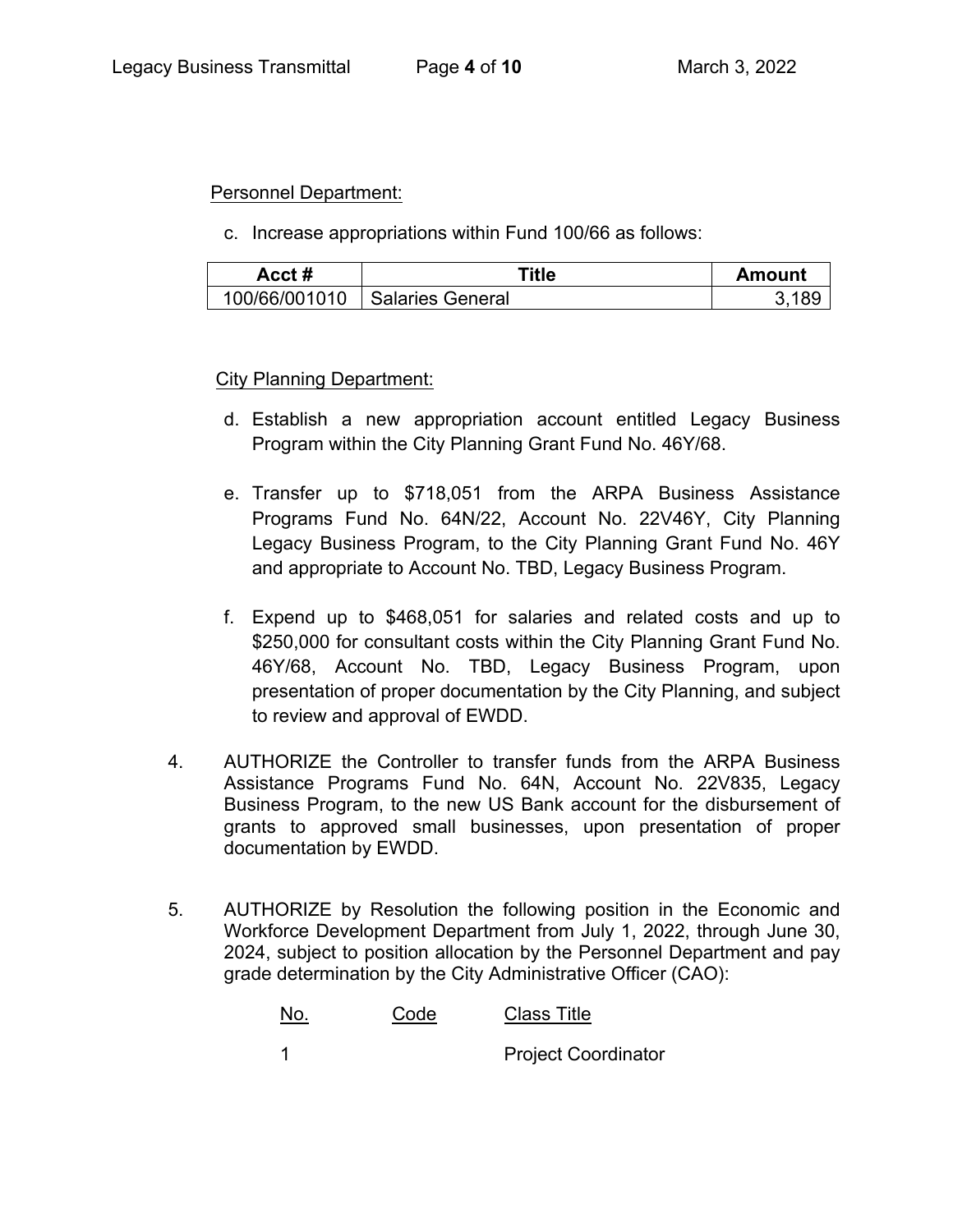Personnel Department:

c. Increase appropriations within Fund 100/66 as follows:

| Acct # | Title | Amount |
|---|---|---|
| 100/66/001010 | Salaries General | 3,189 |

City Planning Department:

d. Establish a new appropriation account entitled Legacy Business Program within the City Planning Grant Fund No. 46Y/68.

e. Transfer up to $718,051 from the ARPA Business Assistance Programs Fund No. 64N/22, Account No. 22V46Y, City Planning Legacy Business Program, to the City Planning Grant Fund No. 46Y and appropriate to Account No. TBD, Legacy Business Program.

f. Expend up to $468,051 for salaries and related costs and up to $250,000 for consultant costs within the City Planning Grant Fund No. 46Y/68, Account No. TBD, Legacy Business Program, upon presentation of proper documentation by the City Planning, and subject to review and approval of EWDD.

4. AUTHORIZE the Controller to transfer funds from the ARPA Business Assistance Programs Fund No. 64N, Account No. 22V835, Legacy Business Program, to the new US Bank account for the disbursement of grants to approved small businesses, upon presentation of proper documentation by EWDD.

5. AUTHORIZE by Resolution the following position in the Economic and Workforce Development Department from July 1, 2022, through June 30, 2024, subject to position allocation by the Personnel Department and pay grade determination by the City Administrative Officer (CAO):

| No. | Code | Class Title |
|---|---|---|
| 1 | | Project Coordinator |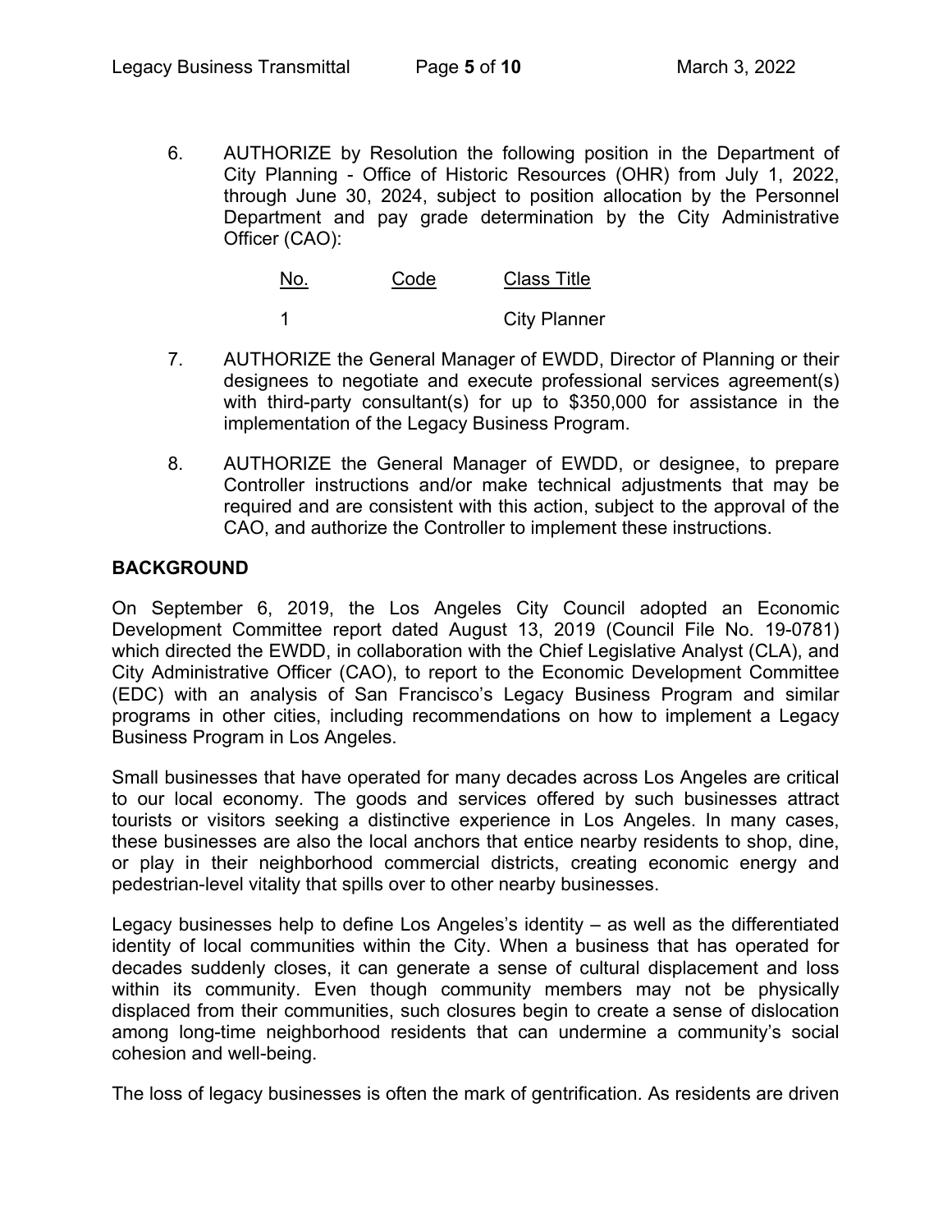6. AUTHORIZE by Resolution the following position in the Department of City Planning - Office of Historic Resources (OHR) from July 1, 2022, through June 30, 2024, subject to position allocation by the Personnel Department and pay grade determination by the City Administrative Officer (CAO):

| No. | Code | Class Title |
| --- | --- | --- |
| 1 | | City Planner |

7. AUTHORIZE the General Manager of EWDD, Director of Planning or their designees to negotiate and execute professional services agreement(s) with third-party consultant(s) for up to $350,000 for assistance in the implementation of the Legacy Business Program.

8. AUTHORIZE the General Manager of EWDD, or designee, to prepare Controller instructions and/or make technical adjustments that may be required and are consistent with this action, subject to the approval of the CAO, and authorize the Controller to implement these instructions.

## BACKGROUND

On September 6, 2019, the Los Angeles City Council adopted an Economic Development Committee report dated August 13, 2019 (Council File No. 19-0781) which directed the EWDD, in collaboration with the Chief Legislative Analyst (CLA), and City Administrative Officer (CAO), to report to the Economic Development Committee (EDC) with an analysis of San Francisco's Legacy Business Program and similar programs in other cities, including recommendations on how to implement a Legacy Business Program in Los Angeles.

Small businesses that have operated for many decades across Los Angeles are critical to our local economy. The goods and services offered by such businesses attract tourists or visitors seeking a distinctive experience in Los Angeles. In many cases, these businesses are also the local anchors that entice nearby residents to shop, dine, or play in their neighborhood commercial districts, creating economic energy and pedestrian-level vitality that spills over to other nearby businesses.

Legacy businesses help to define Los Angeles's identity – as well as the differentiated identity of local communities within the City. When a business that has operated for decades suddenly closes, it can generate a sense of cultural displacement and loss within its community. Even though community members may not be physically displaced from their communities, such closures begin to create a sense of dislocation among long-time neighborhood residents that can undermine a community's social cohesion and well-being.

The loss of legacy businesses is often the mark of gentrification. As residents are driven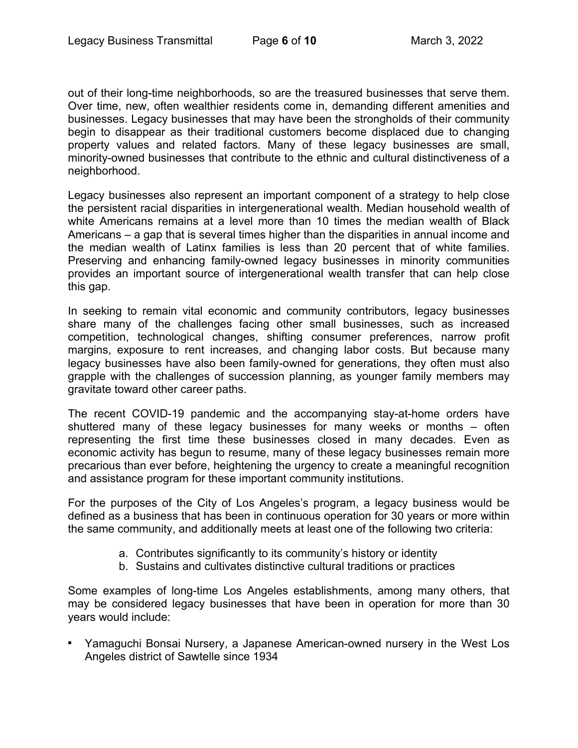out of their long-time neighborhoods, so are the treasured businesses that serve them. Over time, new, often wealthier residents come in, demanding different amenities and businesses. Legacy businesses that may have been the strongholds of their community begin to disappear as their traditional customers become displaced due to changing property values and related factors. Many of these legacy businesses are small, minority-owned businesses that contribute to the ethnic and cultural distinctiveness of a neighborhood.

Legacy businesses also represent an important component of a strategy to help close the persistent racial disparities in intergenerational wealth. Median household wealth of white Americans remains at a level more than 10 times the median wealth of Black Americans – a gap that is several times higher than the disparities in annual income and the median wealth of Latinx families is less than 20 percent that of white families. Preserving and enhancing family-owned legacy businesses in minority communities provides an important source of intergenerational wealth transfer that can help close this gap.

In seeking to remain vital economic and community contributors, legacy businesses share many of the challenges facing other small businesses, such as increased competition, technological changes, shifting consumer preferences, narrow profit margins, exposure to rent increases, and changing labor costs. But because many legacy businesses have also been family-owned for generations, they often must also grapple with the challenges of succession planning, as younger family members may gravitate toward other career paths.

The recent COVID-19 pandemic and the accompanying stay-at-home orders have shuttered many of these legacy businesses for many weeks or months – often representing the first time these businesses closed in many decades. Even as economic activity has begun to resume, many of these legacy businesses remain more precarious than ever before, heightening the urgency to create a meaningful recognition and assistance program for these important community institutions.

For the purposes of the City of Los Angeles's program, a legacy business would be defined as a business that has been in continuous operation for 30 years or more within the same community, and additionally meets at least one of the following two criteria:

a. Contributes significantly to its community's history or identity
b. Sustains and cultivates distinctive cultural traditions or practices

Some examples of long-time Los Angeles establishments, among many others, that may be considered legacy businesses that have been in operation for more than 30 years would include:

- Yamaguchi Bonsai Nursery, a Japanese American-owned nursery in the West Los Angeles district of Sawtelle since 1934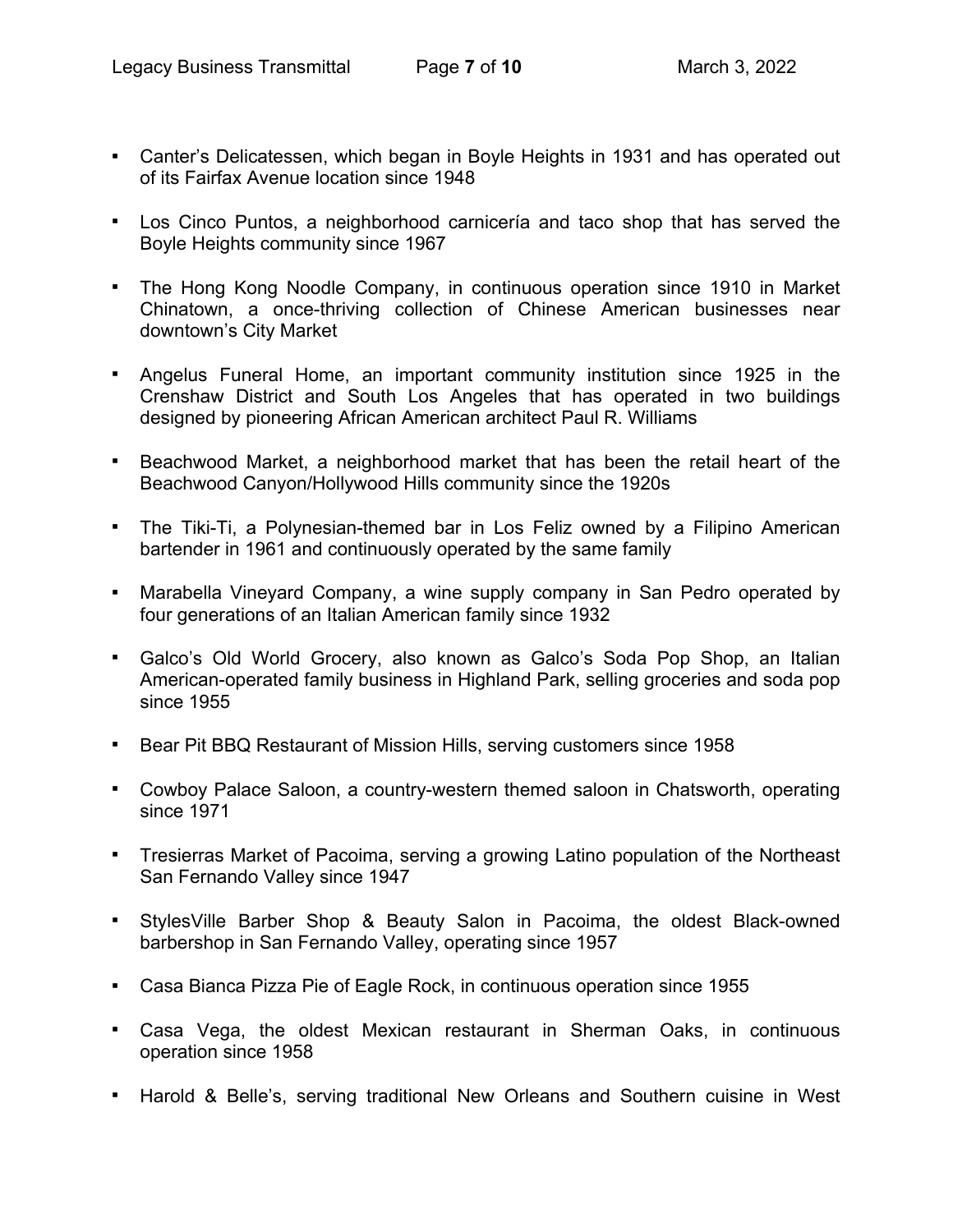- Canter's Delicatessen, which began in Boyle Heights in 1931 and has operated out of its Fairfax Avenue location since 1948
- Los Cinco Puntos, a neighborhood carnicería and taco shop that has served the Boyle Heights community since 1967
- The Hong Kong Noodle Company, in continuous operation since 1910 in Market Chinatown, a once-thriving collection of Chinese American businesses near downtown's City Market
- Angelus Funeral Home, an important community institution since 1925 in the Crenshaw District and South Los Angeles that has operated in two buildings designed by pioneering African American architect Paul R. Williams
- Beachwood Market, a neighborhood market that has been the retail heart of the Beachwood Canyon/Hollywood Hills community since the 1920s
- The Tiki-Ti, a Polynesian-themed bar in Los Feliz owned by a Filipino American bartender in 1961 and continuously operated by the same family
- Marabella Vineyard Company, a wine supply company in San Pedro operated by four generations of an Italian American family since 1932
- Galco's Old World Grocery, also known as Galco's Soda Pop Shop, an Italian American-operated family business in Highland Park, selling groceries and soda pop since 1955
- Bear Pit BBQ Restaurant of Mission Hills, serving customers since 1958
- Cowboy Palace Saloon, a country-western themed saloon in Chatsworth, operating since 1971
- Tresierras Market of Pacoima, serving a growing Latino population of the Northeast San Fernando Valley since 1947
- StylesVille Barber Shop & Beauty Salon in Pacoima, the oldest Black-owned barbershop in San Fernando Valley, operating since 1957
- Casa Bianca Pizza Pie of Eagle Rock, in continuous operation since 1955
- Casa Vega, the oldest Mexican restaurant in Sherman Oaks, in continuous operation since 1958
- Harold & Belle's, serving traditional New Orleans and Southern cuisine in West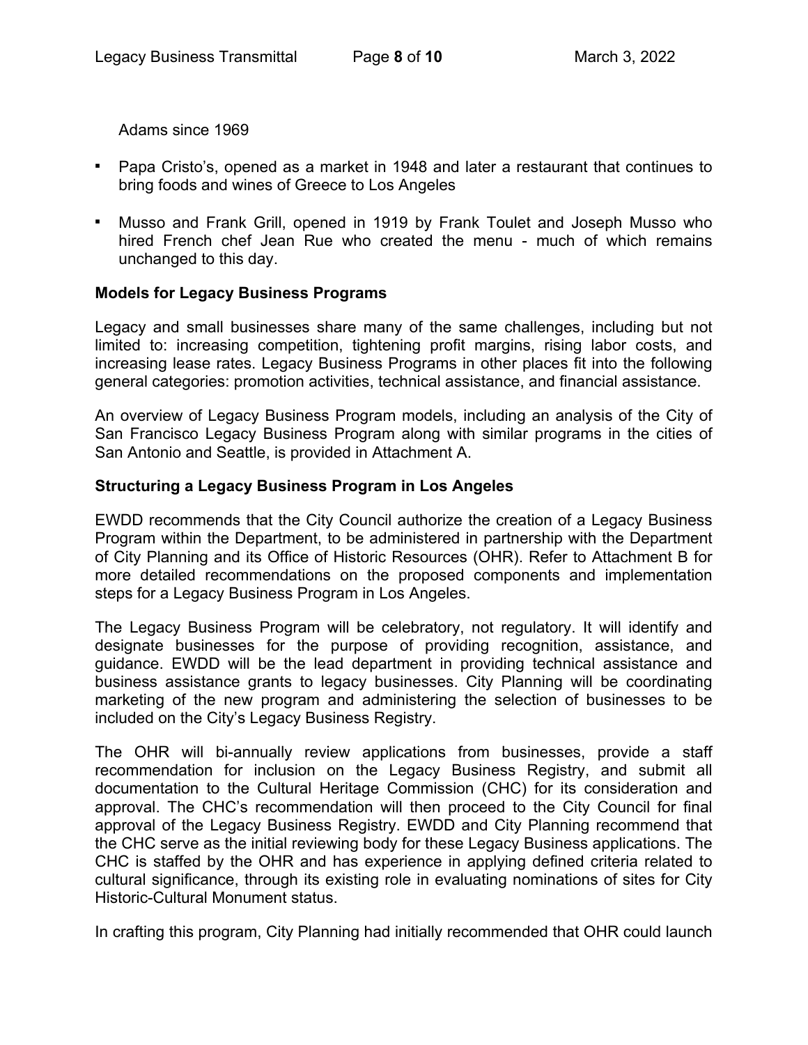Adams since 1969

- Papa Cristo's, opened as a market in 1948 and later a restaurant that continues to bring foods and wines of Greece to Los Angeles

- Musso and Frank Grill, opened in 1919 by Frank Toulet and Joseph Musso who hired French chef Jean Rue who created the menu - much of which remains unchanged to this day.

**Models for Legacy Business Programs**

Legacy and small businesses share many of the same challenges, including but not limited to: increasing competition, tightening profit margins, rising labor costs, and increasing lease rates. Legacy Business Programs in other places fit into the following general categories: promotion activities, technical assistance, and financial assistance.

An overview of Legacy Business Program models, including an analysis of the City of San Francisco Legacy Business Program along with similar programs in the cities of San Antonio and Seattle, is provided in Attachment A.

**Structuring a Legacy Business Program in Los Angeles**

EWDD recommends that the City Council authorize the creation of a Legacy Business Program within the Department, to be administered in partnership with the Department of City Planning and its Office of Historic Resources (OHR). Refer to Attachment B for more detailed recommendations on the proposed components and implementation steps for a Legacy Business Program in Los Angeles.

The Legacy Business Program will be celebratory, not regulatory. It will identify and designate businesses for the purpose of providing recognition, assistance, and guidance. EWDD will be the lead department in providing technical assistance and business assistance grants to legacy businesses. City Planning will be coordinating marketing of the new program and administering the selection of businesses to be included on the City's Legacy Business Registry.

The OHR will bi-annually review applications from businesses, provide a staff recommendation for inclusion on the Legacy Business Registry, and submit all documentation to the Cultural Heritage Commission (CHC) for its consideration and approval. The CHC's recommendation will then proceed to the City Council for final approval of the Legacy Business Registry. EWDD and City Planning recommend that the CHC serve as the initial reviewing body for these Legacy Business applications. The CHC is staffed by the OHR and has experience in applying defined criteria related to cultural significance, through its existing role in evaluating nominations of sites for City Historic-Cultural Monument status.

In crafting this program, City Planning had initially recommended that OHR could launch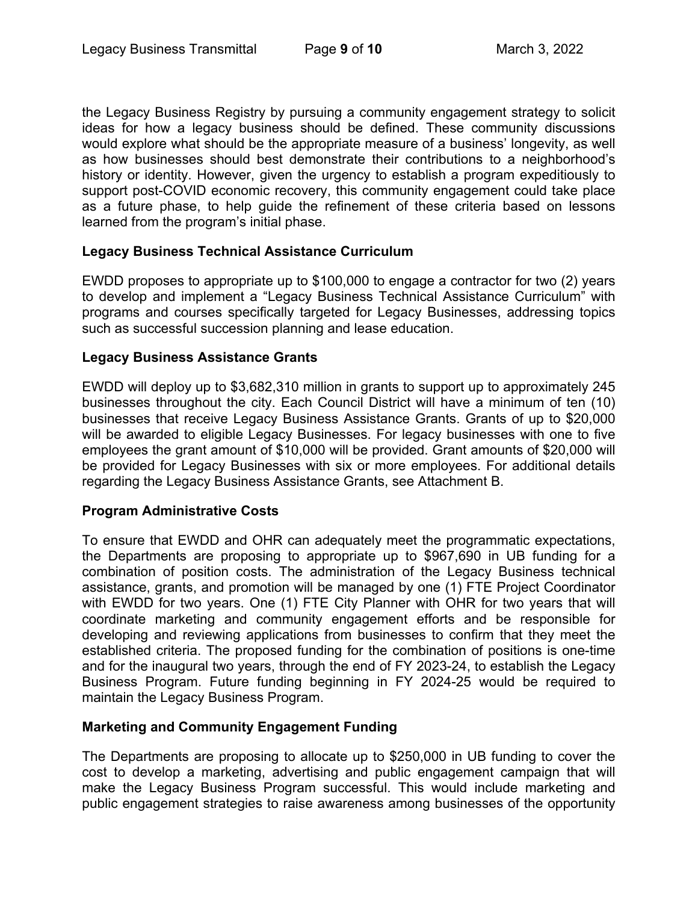the Legacy Business Registry by pursuing a community engagement strategy to solicit ideas for how a legacy business should be defined. These community discussions would explore what should be the appropriate measure of a business' longevity, as well as how businesses should best demonstrate their contributions to a neighborhood's history or identity. However, given the urgency to establish a program expeditiously to support post-COVID economic recovery, this community engagement could take place as a future phase, to help guide the refinement of these criteria based on lessons learned from the program's initial phase.

**Legacy Business Technical Assistance Curriculum**

EWDD proposes to appropriate up to $100,000 to engage a contractor for two (2) years to develop and implement a "Legacy Business Technical Assistance Curriculum" with programs and courses specifically targeted for Legacy Businesses, addressing topics such as successful succession planning and lease education.

**Legacy Business Assistance Grants**

EWDD will deploy up to $3,682,310 million in grants to support up to approximately 245 businesses throughout the city. Each Council District will have a minimum of ten (10) businesses that receive Legacy Business Assistance Grants. Grants of up to $20,000 will be awarded to eligible Legacy Businesses. For legacy businesses with one to five employees the grant amount of $10,000 will be provided. Grant amounts of $20,000 will be provided for Legacy Businesses with six or more employees. For additional details regarding the Legacy Business Assistance Grants, see Attachment B.

**Program Administrative Costs**

To ensure that EWDD and OHR can adequately meet the programmatic expectations, the Departments are proposing to appropriate up to $967,690 in UB funding for a combination of position costs. The administration of the Legacy Business technical assistance, grants, and promotion will be managed by one (1) FTE Project Coordinator with EWDD for two years. One (1) FTE City Planner with OHR for two years that will coordinate marketing and community engagement efforts and be responsible for developing and reviewing applications from businesses to confirm that they meet the established criteria. The proposed funding for the combination of positions is one-time and for the inaugural two years, through the end of FY 2023-24, to establish the Legacy Business Program. Future funding beginning in FY 2024-25 would be required to maintain the Legacy Business Program.

**Marketing and Community Engagement Funding**

The Departments are proposing to allocate up to $250,000 in UB funding to cover the cost to develop a marketing, advertising and public engagement campaign that will make the Legacy Business Program successful. This would include marketing and public engagement strategies to raise awareness among businesses of the opportunity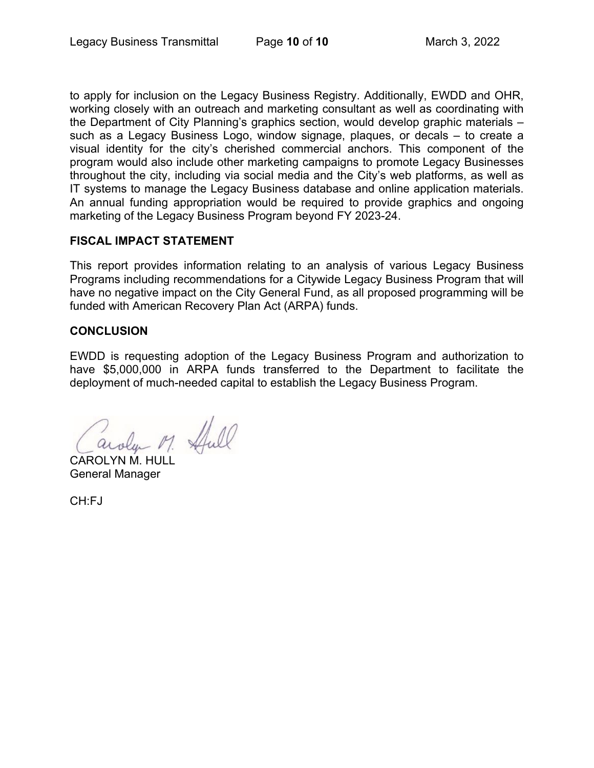to apply for inclusion on the Legacy Business Registry. Additionally, EWDD and OHR, working closely with an outreach and marketing consultant as well as coordinating with the Department of City Planning's graphics section, would develop graphic materials – such as a Legacy Business Logo, window signage, plaques, or decals – to create a visual identity for the city's cherished commercial anchors. This component of the program would also include other marketing campaigns to promote Legacy Businesses throughout the city, including via social media and the City's web platforms, as well as IT systems to manage the Legacy Business database and online application materials. An annual funding appropriation would be required to provide graphics and ongoing marketing of the Legacy Business Program beyond FY 2023-24.

**FISCAL IMPACT STATEMENT**

This report provides information relating to an analysis of various Legacy Business Programs including recommendations for a Citywide Legacy Business Program that will have no negative impact on the City General Fund, as all proposed programming will be funded with American Recovery Plan Act (ARPA) funds.

**CONCLUSION**

EWDD is requesting adoption of the Legacy Business Program and authorization to have $5,000,000 in ARPA funds transferred to the Department to facilitate the deployment of much-needed capital to establish the Legacy Business Program.

Carolyn M. Hull

CAROLYN M. HULL
General Manager

CH:FJ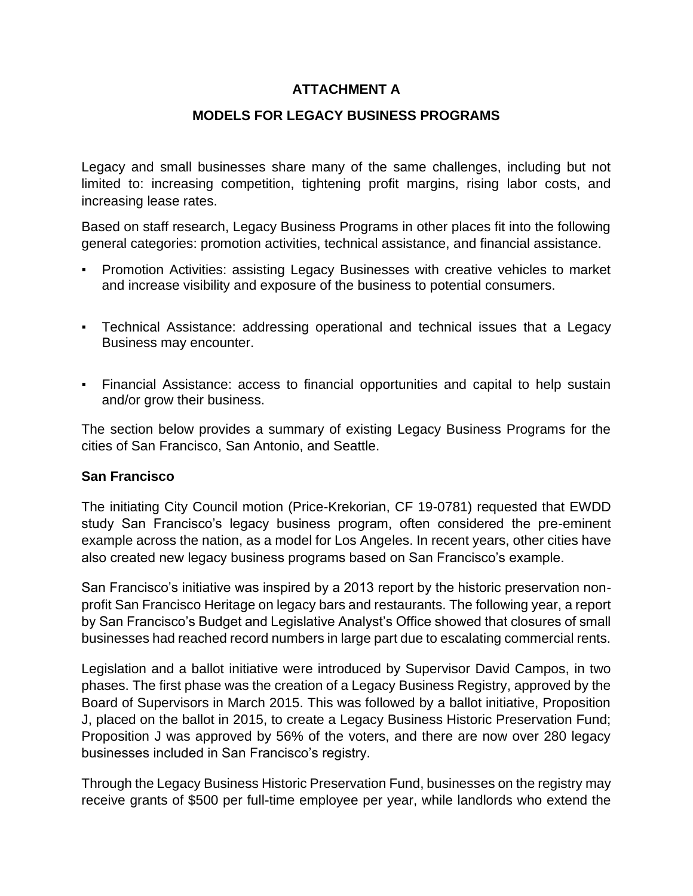# ATTACHMENT A

## MODELS FOR LEGACY BUSINESS PROGRAMS

Legacy and small businesses share many of the same challenges, including but not limited to: increasing competition, tightening profit margins, rising labor costs, and increasing lease rates.

Based on staff research, Legacy Business Programs in other places fit into the following general categories: promotion activities, technical assistance, and financial assistance.

- Promotion Activities: assisting Legacy Businesses with creative vehicles to market and increase visibility and exposure of the business to potential consumers.
- Technical Assistance: addressing operational and technical issues that a Legacy Business may encounter.
- Financial Assistance: access to financial opportunities and capital to help sustain and/or grow their business.

The section below provides a summary of existing Legacy Business Programs for the cities of San Francisco, San Antonio, and Seattle.

**San Francisco**

The initiating City Council motion (Price-Krekorian, CF 19-0781) requested that EWDD study San Francisco's legacy business program, often considered the pre-eminent example across the nation, as a model for Los Angeles. In recent years, other cities have also created new legacy business programs based on San Francisco's example.

San Francisco's initiative was inspired by a 2013 report by the historic preservation non-profit San Francisco Heritage on legacy bars and restaurants. The following year, a report by San Francisco's Budget and Legislative Analyst's Office showed that closures of small businesses had reached record numbers in large part due to escalating commercial rents.

Legislation and a ballot initiative were introduced by Supervisor David Campos, in two phases. The first phase was the creation of a Legacy Business Registry, approved by the Board of Supervisors in March 2015. This was followed by a ballot initiative, Proposition J, placed on the ballot in 2015, to create a Legacy Business Historic Preservation Fund; Proposition J was approved by 56% of the voters, and there are now over 280 legacy businesses included in San Francisco's registry.

Through the Legacy Business Historic Preservation Fund, businesses on the registry may receive grants of $500 per full-time employee per year, while landlords who extend the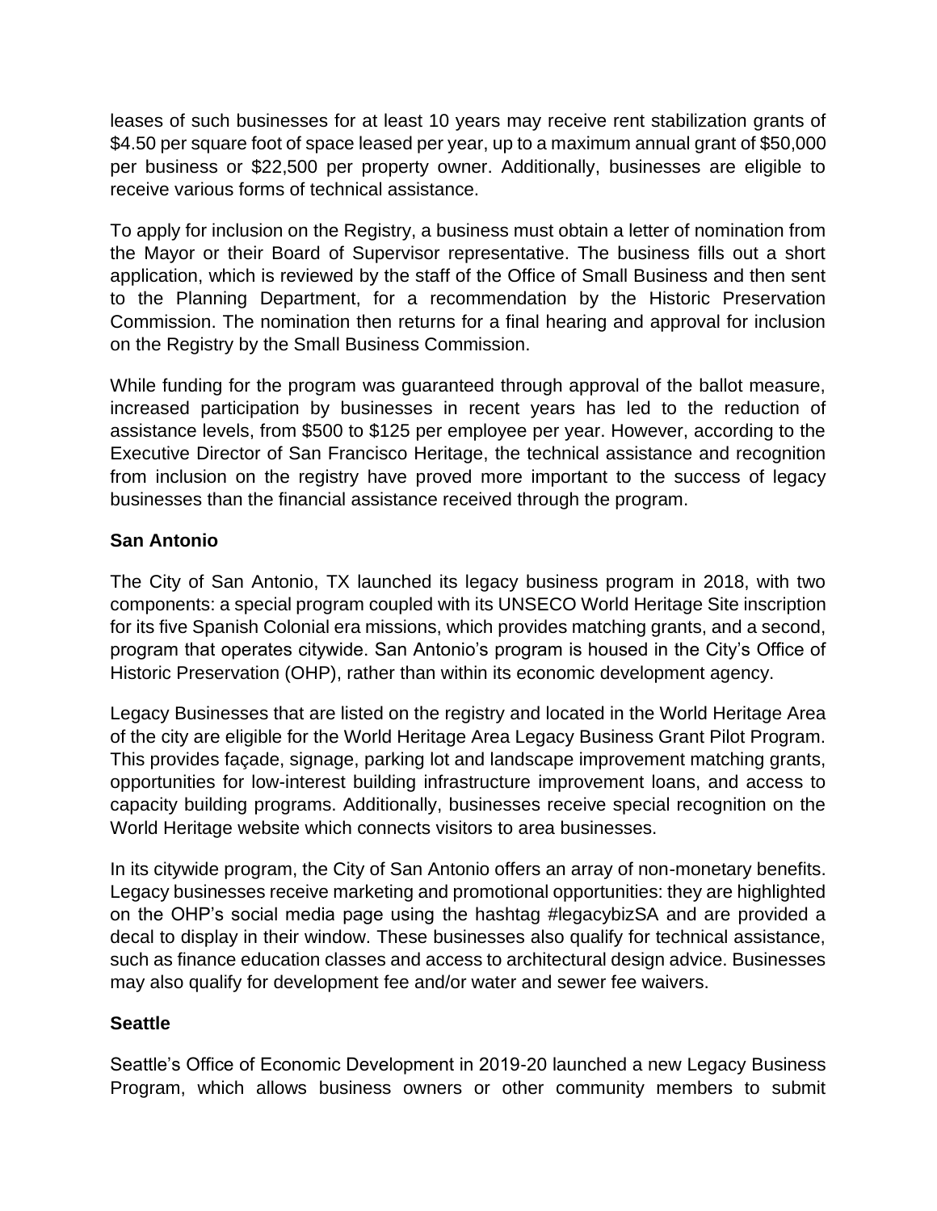leases of such businesses for at least 10 years may receive rent stabilization grants of $4.50 per square foot of space leased per year, up to a maximum annual grant of $50,000 per business or $22,500 per property owner. Additionally, businesses are eligible to receive various forms of technical assistance.

To apply for inclusion on the Registry, a business must obtain a letter of nomination from the Mayor or their Board of Supervisor representative. The business fills out a short application, which is reviewed by the staff of the Office of Small Business and then sent to the Planning Department, for a recommendation by the Historic Preservation Commission. The nomination then returns for a final hearing and approval for inclusion on the Registry by the Small Business Commission.

While funding for the program was guaranteed through approval of the ballot measure, increased participation by businesses in recent years has led to the reduction of assistance levels, from $500 to $125 per employee per year. However, according to the Executive Director of San Francisco Heritage, the technical assistance and recognition from inclusion on the registry have proved more important to the success of legacy businesses than the financial assistance received through the program.

**San Antonio**

The City of San Antonio, TX launched its legacy business program in 2018, with two components: a special program coupled with its UNSECO World Heritage Site inscription for its five Spanish Colonial era missions, which provides matching grants, and a second, program that operates citywide. San Antonio's program is housed in the City's Office of Historic Preservation (OHP), rather than within its economic development agency.

Legacy Businesses that are listed on the registry and located in the World Heritage Area of the city are eligible for the World Heritage Area Legacy Business Grant Pilot Program. This provides façade, signage, parking lot and landscape improvement matching grants, opportunities for low-interest building infrastructure improvement loans, and access to capacity building programs. Additionally, businesses receive special recognition on the World Heritage website which connects visitors to area businesses.

In its citywide program, the City of San Antonio offers an array of non-monetary benefits. Legacy businesses receive marketing and promotional opportunities: they are highlighted on the OHP's social media page using the hashtag #legacybizSA and are provided a decal to display in their window. These businesses also qualify for technical assistance, such as finance education classes and access to architectural design advice. Businesses may also qualify for development fee and/or water and sewer fee waivers.

**Seattle**

Seattle's Office of Economic Development in 2019-20 launched a new Legacy Business Program, which allows business owners or other community members to submit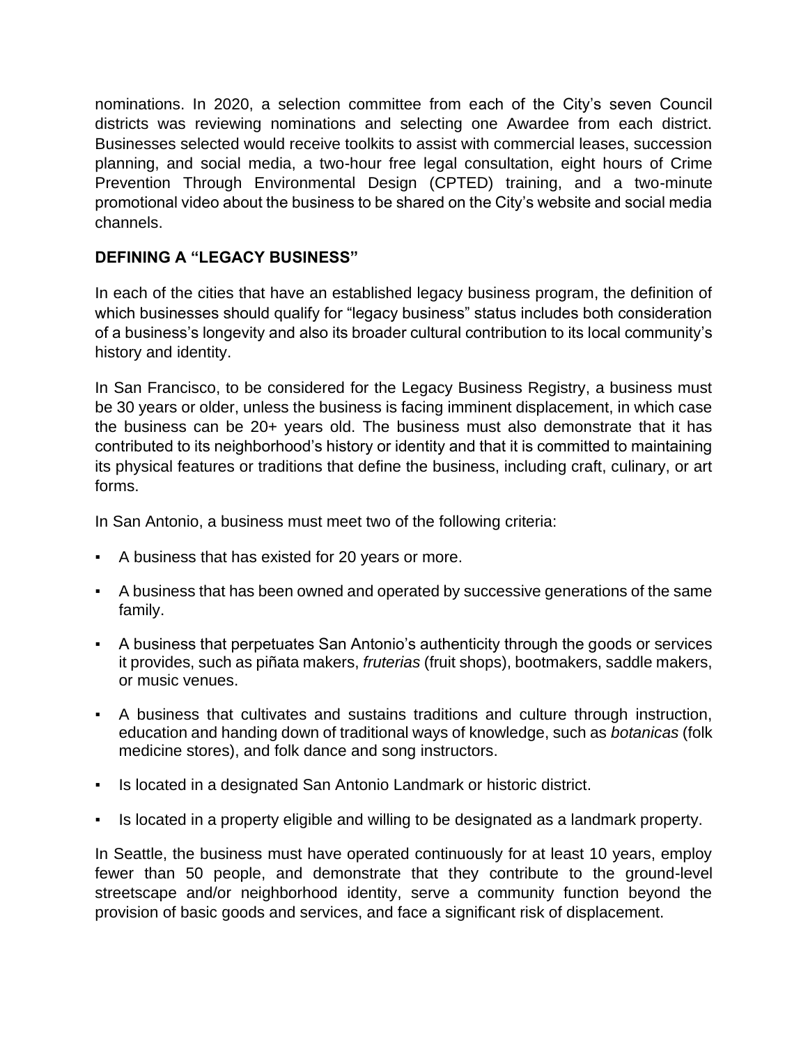nominations. In 2020, a selection committee from each of the City's seven Council districts was reviewing nominations and selecting one Awardee from each district. Businesses selected would receive toolkits to assist with commercial leases, succession planning, and social media, a two-hour free legal consultation, eight hours of Crime Prevention Through Environmental Design (CPTED) training, and a two-minute promotional video about the business to be shared on the City's website and social media channels.

## DEFINING A "LEGACY BUSINESS"

In each of the cities that have an established legacy business program, the definition of which businesses should qualify for "legacy business" status includes both consideration of a business's longevity and also its broader cultural contribution to its local community's history and identity.

In San Francisco, to be considered for the Legacy Business Registry, a business must be 30 years or older, unless the business is facing imminent displacement, in which case the business can be 20+ years old. The business must also demonstrate that it has contributed to its neighborhood's history or identity and that it is committed to maintaining its physical features or traditions that define the business, including craft, culinary, or art forms.

In San Antonio, a business must meet two of the following criteria:

- A business that has existed for 20 years or more.
- A business that has been owned and operated by successive generations of the same family.
- A business that perpetuates San Antonio's authenticity through the goods or services it provides, such as piñata makers, *fruterias* (fruit shops), bootmakers, saddle makers, or music venues.
- A business that cultivates and sustains traditions and culture through instruction, education and handing down of traditional ways of knowledge, such as *botanicas* (folk medicine stores), and folk dance and song instructors.
- Is located in a designated San Antonio Landmark or historic district.
- Is located in a property eligible and willing to be designated as a landmark property.

In Seattle, the business must have operated continuously for at least 10 years, employ fewer than 50 people, and demonstrate that they contribute to the ground-level streetscape and/or neighborhood identity, serve a community function beyond the provision of basic goods and services, and face a significant risk of displacement.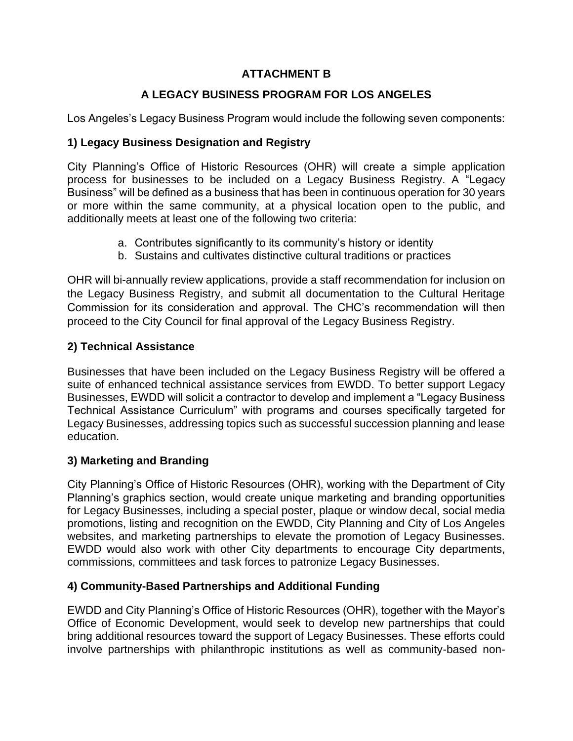**ATTACHMENT B**

**A LEGACY BUSINESS PROGRAM FOR LOS ANGELES**

Los Angeles's Legacy Business Program would include the following seven components:

### 1) Legacy Business Designation and Registry

City Planning's Office of Historic Resources (OHR) will create a simple application process for businesses to be included on a Legacy Business Registry. A "Legacy Business" will be defined as a business that has been in continuous operation for 30 years or more within the same community, at a physical location open to the public, and additionally meets at least one of the following two criteria:

a. Contributes significantly to its community's history or identity
b. Sustains and cultivates distinctive cultural traditions or practices

OHR will bi-annually review applications, provide a staff recommendation for inclusion on the Legacy Business Registry, and submit all documentation to the Cultural Heritage Commission for its consideration and approval. The CHC's recommendation will then proceed to the City Council for final approval of the Legacy Business Registry.

### 2) Technical Assistance

Businesses that have been included on the Legacy Business Registry will be offered a suite of enhanced technical assistance services from EWDD. To better support Legacy Businesses, EWDD will solicit a contractor to develop and implement a "Legacy Business Technical Assistance Curriculum" with programs and courses specifically targeted for Legacy Businesses, addressing topics such as successful succession planning and lease education.

### 3) Marketing and Branding

City Planning's Office of Historic Resources (OHR), working with the Department of City Planning's graphics section, would create unique marketing and branding opportunities for Legacy Businesses, including a special poster, plaque or window decal, social media promotions, listing and recognition on the EWDD, City Planning and City of Los Angeles websites, and marketing partnerships to elevate the promotion of Legacy Businesses. EWDD would also work with other City departments to encourage City departments, commissions, committees and task forces to patronize Legacy Businesses.

### 4) Community-Based Partnerships and Additional Funding

EWDD and City Planning's Office of Historic Resources (OHR), together with the Mayor's Office of Economic Development, would seek to develop new partnerships that could bring additional resources toward the support of Legacy Businesses. These efforts could involve partnerships with philanthropic institutions as well as community-based non-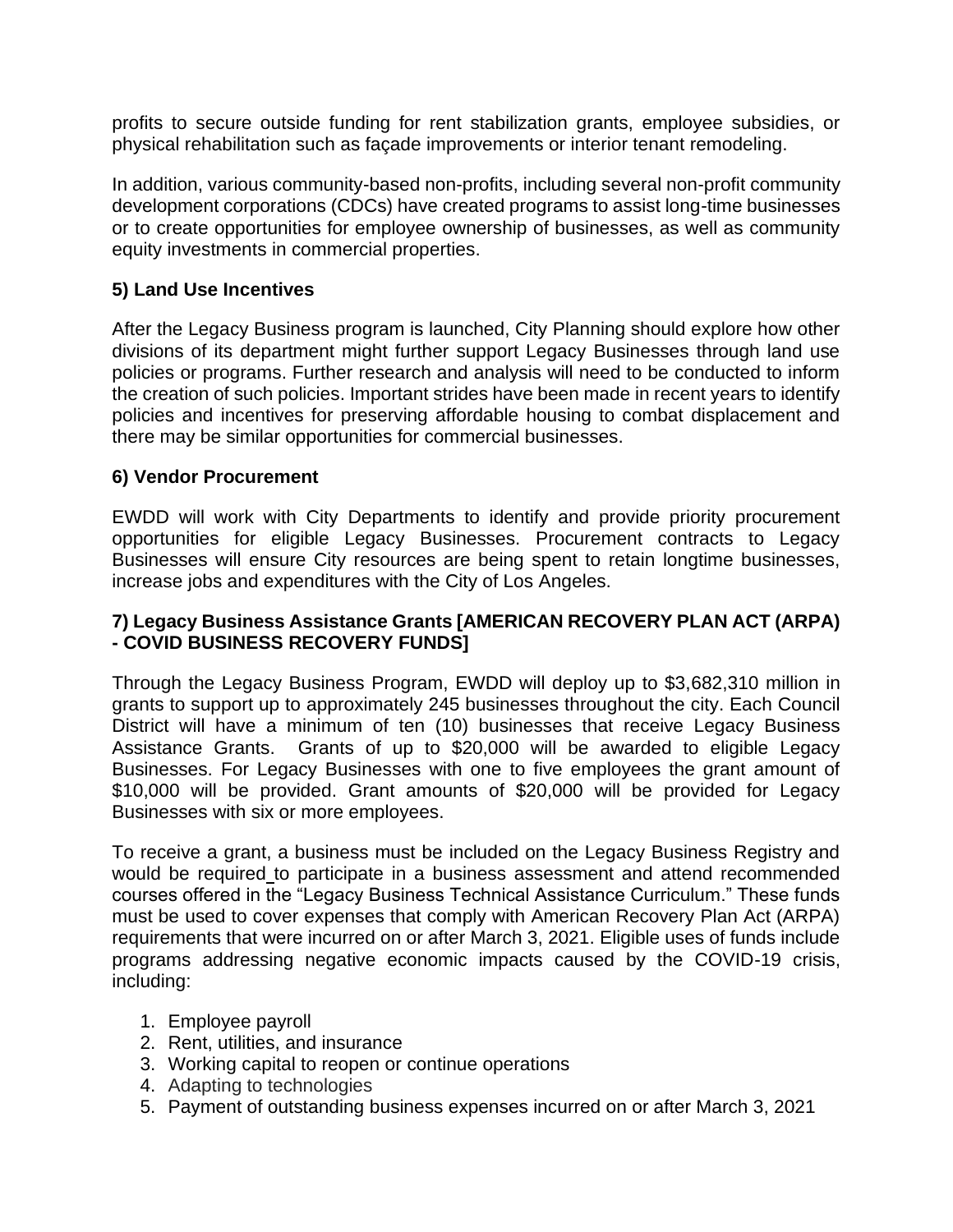profits to secure outside funding for rent stabilization grants, employee subsidies, or physical rehabilitation such as façade improvements or interior tenant remodeling.

In addition, various community-based non-profits, including several non-profit community development corporations (CDCs) have created programs to assist long-time businesses or to create opportunities for employee ownership of businesses, as well as community equity investments in commercial properties.

### 5) Land Use Incentives

After the Legacy Business program is launched, City Planning should explore how other divisions of its department might further support Legacy Businesses through land use policies or programs. Further research and analysis will need to be conducted to inform the creation of such policies. Important strides have been made in recent years to identify policies and incentives for preserving affordable housing to combat displacement and there may be similar opportunities for commercial businesses.

### 6) Vendor Procurement

EWDD will work with City Departments to identify and provide priority procurement opportunities for eligible Legacy Businesses. Procurement contracts to Legacy Businesses will ensure City resources are being spent to retain longtime businesses, increase jobs and expenditures with the City of Los Angeles.

### 7) Legacy Business Assistance Grants [AMERICAN RECOVERY PLAN ACT (ARPA) - COVID BUSINESS RECOVERY FUNDS]

Through the Legacy Business Program, EWDD will deploy up to $3,682,310 million in grants to support up to approximately 245 businesses throughout the city. Each Council District will have a minimum of ten (10) businesses that receive Legacy Business Assistance Grants. Grants of up to $20,000 will be awarded to eligible Legacy Businesses. For Legacy Businesses with one to five employees the grant amount of $10,000 will be provided. Grant amounts of $20,000 will be provided for Legacy Businesses with six or more employees.

To receive a grant, a business must be included on the Legacy Business Registry and would be required to participate in a business assessment and attend recommended courses offered in the "Legacy Business Technical Assistance Curriculum." These funds must be used to cover expenses that comply with American Recovery Plan Act (ARPA) requirements that were incurred on or after March 3, 2021. Eligible uses of funds include programs addressing negative economic impacts caused by the COVID-19 crisis, including:

1. Employee payroll
2. Rent, utilities, and insurance
3. Working capital to reopen or continue operations
4. Adapting to technologies
5. Payment of outstanding business expenses incurred on or after March 3, 2021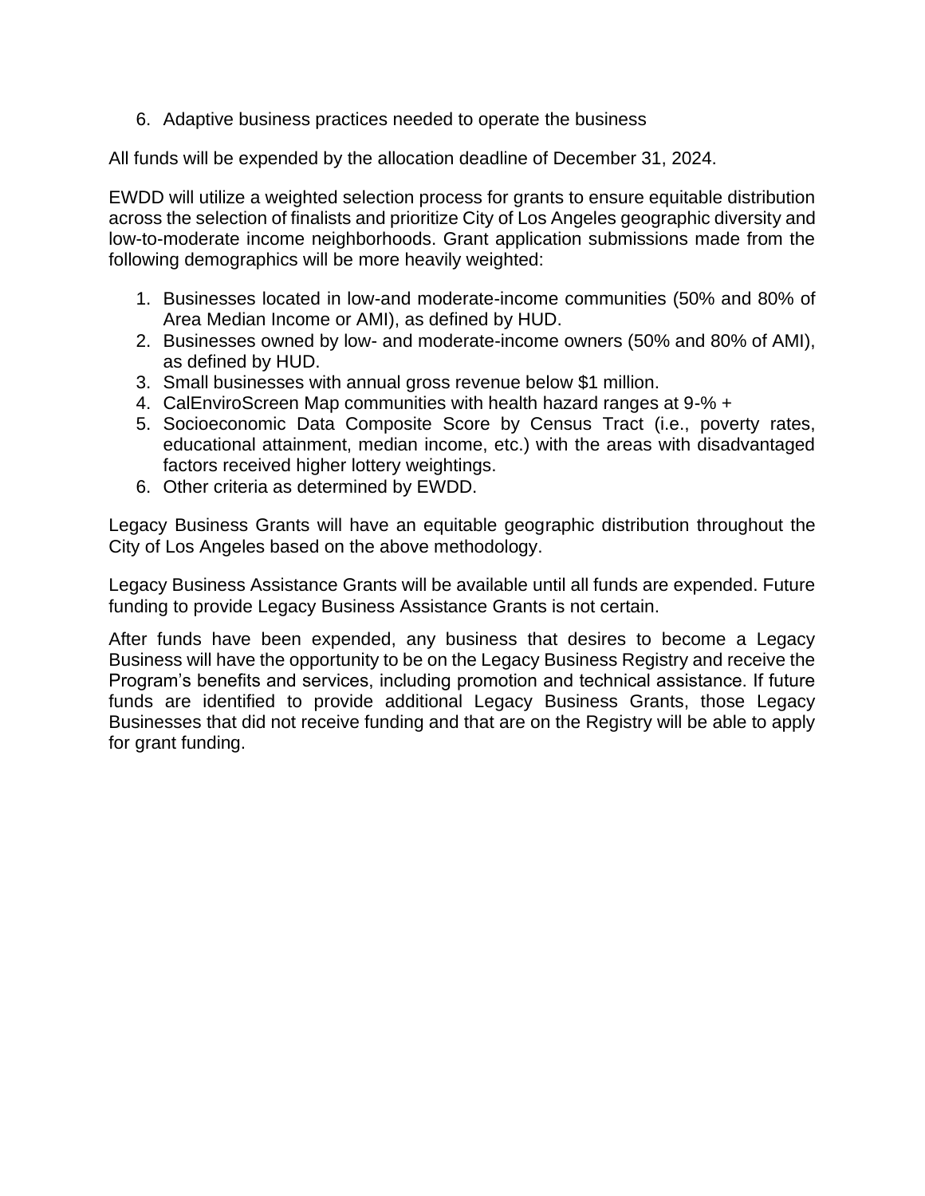6. Adaptive business practices needed to operate the business

All funds will be expended by the allocation deadline of December 31, 2024.

EWDD will utilize a weighted selection process for grants to ensure equitable distribution across the selection of finalists and prioritize City of Los Angeles geographic diversity and low-to-moderate income neighborhoods. Grant application submissions made from the following demographics will be more heavily weighted:

1. Businesses located in low-and moderate-income communities (50% and 80% of Area Median Income or AMI), as defined by HUD.
2. Businesses owned by low- and moderate-income owners (50% and 80% of AMI), as defined by HUD.
3. Small businesses with annual gross revenue below $1 million.
4. CalEnviroScreen Map communities with health hazard ranges at 9-% +
5. Socioeconomic Data Composite Score by Census Tract (i.e., poverty rates, educational attainment, median income, etc.) with the areas with disadvantaged factors received higher lottery weightings.
6. Other criteria as determined by EWDD.

Legacy Business Grants will have an equitable geographic distribution throughout the City of Los Angeles based on the above methodology.

Legacy Business Assistance Grants will be available until all funds are expended. Future funding to provide Legacy Business Assistance Grants is not certain.

After funds have been expended, any business that desires to become a Legacy Business will have the opportunity to be on the Legacy Business Registry and receive the Program's benefits and services, including promotion and technical assistance. If future funds are identified to provide additional Legacy Business Grants, those Legacy Businesses that did not receive funding and that are on the Registry will be able to apply for grant funding.